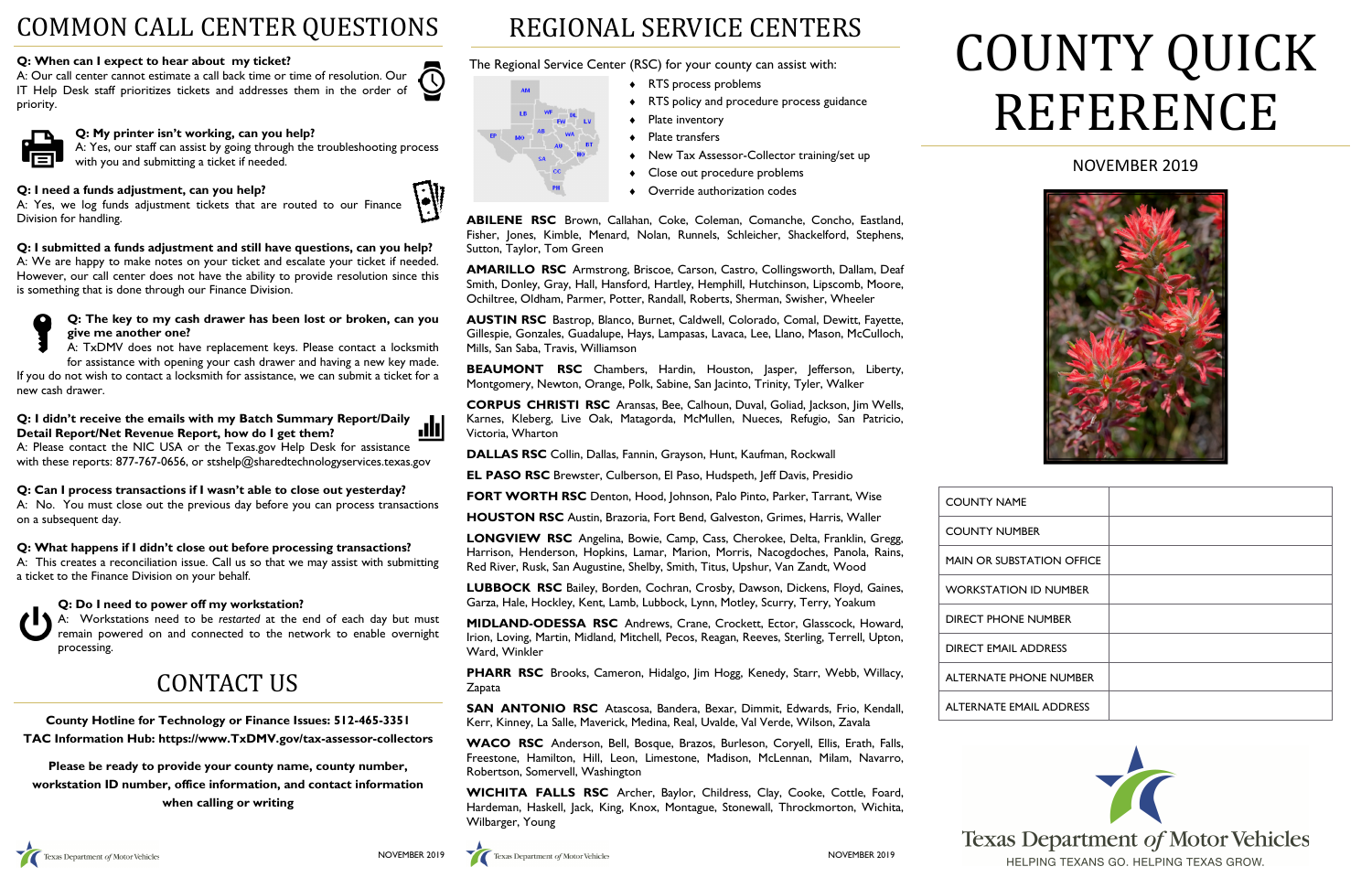# COMMON CALL CENTER QUESTIONS

**Q: When can I expect to hear about my ticket?**
A: Our call center cannot estimate a call back time or time of resolution. Our IT Help Desk staff prioritizes tickets and addresses them in the order of priority.

**Q: My printer isn't working, can you help?**
A: Yes, our staff can assist by going through the troubleshooting process with you and submitting a ticket if needed.

**Q: I need a funds adjustment, can you help?**
A: Yes, we log funds adjustment tickets that are routed to our Finance Division for handling.

**Q: I submitted a funds adjustment and still have questions, can you help?**
A: We are happy to make notes on your ticket and escalate your ticket if needed. However, our call center does not have the ability to provide resolution since this is something that is done through our Finance Division.

**Q: The key to my cash drawer has been lost or broken, can you give me another one?**
A: TxDMV does not have replacement keys. Please contact a locksmith for assistance with opening your cash drawer and having a new key made. If you do not wish to contact a locksmith for assistance, we can submit a ticket for a new cash drawer.

**Q: I didn't receive the emails with my Batch Summary Report/Daily Detail Report/Net Revenue Report, how do I get them?**
A: Please contact the NIC USA or the Texas.gov Help Desk for assistance with these reports: 877-767-0656, or stshelp@sharedtechnologyservices.texas.gov

**Q: Can I process transactions if I wasn't able to close out yesterday?**
A: No. You must close out the previous day before you can process transactions on a subsequent day.

**Q: What happens if I didn't close out before processing transactions?**
A: This creates a reconciliation issue. Call us so that we may assist with submitting a ticket to the Finance Division on your behalf.

**Q: Do I need to power off my workstation?**
A: Workstations need to be *restarted* at the end of each day but must remain powered on and connected to the network to enable overnight processing.

# CONTACT US

**County Hotline for Technology or Finance Issues: 512-465-3351**
**TAC Information Hub: https://www.TxDMV.gov/tax-assessor-collectors**

**Please be ready to provide your county name, county number, workstation ID number, office information, and contact information when calling or writing**

# REGIONAL SERVICE CENTERS

The Regional Service Center (RSC) for your county can assist with:

- RTS process problems
- RTS policy and procedure process guidance
- Plate inventory
- Plate transfers
- New Tax Assessor-Collector training/set up
- Close out procedure problems
- Override authorization codes

**ABILENE RSC** Brown, Callahan, Coke, Coleman, Comanche, Concho, Eastland, Fisher, Jones, Kimble, Menard, Nolan, Runnels, Schleicher, Shackelford, Stephens, Sutton, Taylor, Tom Green

**AMARILLO RSC** Armstrong, Briscoe, Carson, Castro, Collingsworth, Dallam, Deaf Smith, Donley, Gray, Hall, Hansford, Hartley, Hemphill, Hutchinson, Lipscomb, Moore, Ochiltree, Oldham, Parmer, Potter, Randall, Roberts, Sherman, Swisher, Wheeler

**AUSTIN RSC** Bastrop, Blanco, Burnet, Caldwell, Colorado, Comal, Dewitt, Fayette, Gillespie, Gonzales, Guadalupe, Hays, Lampasas, Lavaca, Lee, Llano, Mason, McCulloch, Mills, San Saba, Travis, Williamson

**BEAUMONT RSC** Chambers, Hardin, Houston, Jasper, Jefferson, Liberty, Montgomery, Newton, Orange, Polk, Sabine, San Jacinto, Trinity, Tyler, Walker

**CORPUS CHRISTI RSC** Aransas, Bee, Calhoun, Duval, Goliad, Jackson, Jim Wells, Karnes, Kleberg, Live Oak, Matagorda, McMullen, Nueces, Refugio, San Patricio, Victoria, Wharton

**DALLAS RSC** Collin, Dallas, Fannin, Grayson, Hunt, Kaufman, Rockwall

**EL PASO RSC** Brewster, Culberson, El Paso, Hudspeth, Jeff Davis, Presidio

**FORT WORTH RSC** Denton, Hood, Johnson, Palo Pinto, Parker, Tarrant, Wise

**HOUSTON RSC** Austin, Brazoria, Fort Bend, Galveston, Grimes, Harris, Waller

**LONGVIEW RSC** Angelina, Bowie, Camp, Cass, Cherokee, Delta, Franklin, Gregg, Harrison, Henderson, Hopkins, Lamar, Marion, Morris, Nacogdoches, Panola, Rains, Red River, Rusk, San Augustine, Shelby, Smith, Titus, Upshur, Van Zandt, Wood

**LUBBOCK RSC** Bailey, Borden, Cochran, Crosby, Dawson, Dickens, Floyd, Gaines, Garza, Hale, Hockley, Kent, Lamb, Lubbock, Lynn, Motley, Scurry, Terry, Yoakum

**MIDLAND-ODESSA RSC** Andrews, Crane, Crockett, Ector, Glasscock, Howard, Irion, Loving, Martin, Midland, Mitchell, Pecos, Reagan, Reeves, Sterling, Terrell, Upton, Ward, Winkler

**PHARR RSC** Brooks, Cameron, Hidalgo, Jim Hogg, Kenedy, Starr, Webb, Willacy, Zapata

**SAN ANTONIO RSC** Atascosa, Bandera, Bexar, Dimmit, Edwards, Frio, Kendall, Kerr, Kinney, La Salle, Maverick, Medina, Real, Uvalde, Val Verde, Wilson, Zavala

**WACO RSC** Anderson, Bell, Bosque, Brazos, Burleson, Coryell, Ellis, Erath, Falls, Freestone, Hamilton, Hill, Leon, Limestone, Madison, McLennan, Milam, Navarro, Robertson, Somervell, Washington

**WICHITA FALLS RSC** Archer, Baylor, Childress, Clay, Cooke, Cottle, Foard, Hardeman, Haskell, Jack, King, Knox, Montague, Stonewall, Throckmorton, Wichita, Wilbarger, Young

# COUNTY QUICK REFERENCE

NOVEMBER 2019

| | |
|---|---|
| COUNTY NAME | |
| COUNTY NUMBER | |
| MAIN OR SUBSTATION OFFICE | |
| WORKSTATION ID NUMBER | |
| DIRECT PHONE NUMBER | |
| DIRECT EMAIL ADDRESS | |
| ALTERNATE PHONE NUMBER | |
| ALTERNATE EMAIL ADDRESS | |

Texas Department *of* Motor Vehicles
HELPING TEXANS GO. HELPING TEXAS GROW.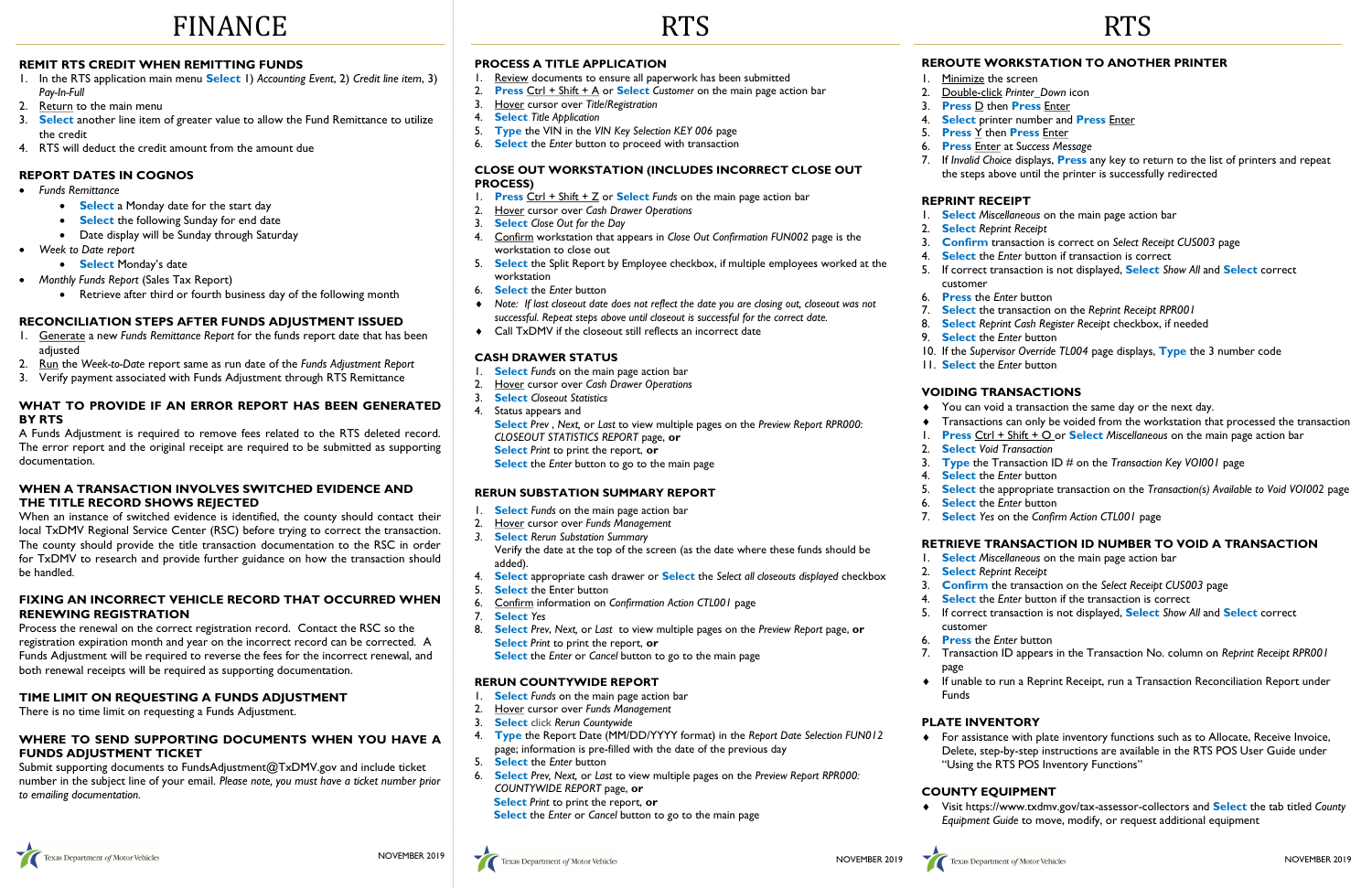# FINANCE

## REMIT RTS CREDIT WHEN REMITTING FUNDS

1. In the RTS application main menu **Select** 1) *Accounting Event*, 2) *Credit line item*, 3) *Pay-In-Full*
2. Return to the main menu
3. **Select** another line item of greater value to allow the Fund Remittance to utilize the credit
4. RTS will deduct the credit amount from the amount due

## REPORT DATES IN COGNOS

- *Funds Remittance*
  - **Select** a Monday date for the start day
  - **Select** the following Sunday for end date
  - Date display will be Sunday through Saturday
- *Week to Date report*
  - **Select** Monday's date
- *Monthly Funds Report* (Sales Tax Report)
  - Retrieve after third or fourth business day of the following month

## RECONCILIATION STEPS AFTER FUNDS ADJUSTMENT ISSUED

1. Generate a new *Funds Remittance Report* for the funds report date that has been adjusted
2. Run the *Week-to-Date* report same as run date of the *Funds Adjustment Report*
3. Verify payment associated with Funds Adjustment through RTS Remittance

## WHAT TO PROVIDE IF AN ERROR REPORT HAS BEEN GENERATED BY RTS

A Funds Adjustment is required to remove fees related to the RTS deleted record. The error report and the original receipt are required to be submitted as supporting documentation.

## WHEN A TRANSACTION INVOLVES SWITCHED EVIDENCE AND THE TITLE RECORD SHOWS REJECTED

When an instance of switched evidence is identified, the county should contact their local TxDMV Regional Service Center (RSC) before trying to correct the transaction. The county should provide the title transaction documentation to the RSC in order for TxDMV to research and provide further guidance on how the transaction should be handled.

## FIXING AN INCORRECT VEHICLE RECORD THAT OCCURRED WHEN RENEWING REGISTRATION

Process the renewal on the correct registration record. Contact the RSC so the registration expiration month and year on the incorrect record can be corrected. A Funds Adjustment will be required to reverse the fees for the incorrect renewal, and both renewal receipts will be required as supporting documentation.

## TIME LIMIT ON REQUESTING A FUNDS ADJUSTMENT

There is no time limit on requesting a Funds Adjustment.

## WHERE TO SEND SUPPORTING DOCUMENTS WHEN YOU HAVE A FUNDS ADJUSTMENT TICKET

Submit supporting documents to FundsAdjustment@TxDMV.gov and include ticket number in the subject line of your email. *Please note, you must have a ticket number prior to emailing documentation.*

# RTS

## PROCESS A TITLE APPLICATION

1. Review documents to ensure all paperwork has been submitted
2. **Press** Ctrl + Shift + A or **Select** *Customer* on the main page action bar
3. Hover cursor over *Title/Registration*
4. **Select** *Title Application*
5. **Type** the VIN in the *VIN Key Selection KEY 006* page
6. **Select** the *Enter* button to proceed with transaction

## CLOSE OUT WORKSTATION (INCLUDES INCORRECT CLOSE OUT PROCESS)

1. **Press** Ctrl + Shift + Z or **Select** *Funds* on the main page action bar
2. Hover cursor over *Cash Drawer Operations*
3. **Select** *Close Out for the Day*
4. Confirm workstation that appears in *Close Out Confirmation FUN002* page is the workstation to close out
5. **Select** the Split Report by Employee checkbox, if multiple employees worked at the workstation
6. **Select** the *Enter* button

- *Note: If last closeout date does not reflect the date you are closing out, closeout was not successful. Repeat steps above until closeout is successful for the correct date.*
- Call TxDMV if the closeout still reflects an incorrect date

## CASH DRAWER STATUS

1. **Select** *Funds* on the main page action bar
2. Hover cursor over *Cash Drawer Operations*
3. **Select** *Closeout Statistics*
4. Status appears and
   **Select** *Prev* , *Next,* or *Last* to view multiple pages on the *Preview Report RPR000: CLOSEOUT STATISTICS REPORT* page, **or**
   **Select** *Print* to print the report, **or**
   **Select** the *Enter* button to go to the main page

## RERUN SUBSTATION SUMMARY REPORT

1. **Select** *Funds* on the main page action bar
2. Hover cursor over *Funds Management*
3. **Select** *Rerun Substation Summary*
   Verify the date at the top of the screen (as the date where these funds should be added).
4. **Select** appropriate cash drawer or **Select** the *Select all closeouts displayed* checkbox
5. **Select** the Enter button
6. Confirm information on *Confirmation Action CTL001* page
7. **Select** *Yes*
8. **Select** *Prev, Next,* or *Last* to view multiple pages on the *Preview Report* page, **or**
   **Select** *Print* to print the report, **or**
   **Select** the *Enter* or *Cancel* button to go to the main page

## RERUN COUNTYWIDE REPORT

1. **Select** *Funds* on the main page action bar
2. Hover cursor over *Funds Management*
3. **Select** click *Rerun Countywide*
4. **Type** the Report Date (MM/DD/YYYY format) in the *Report Date Selection FUN012* page; information is pre-filled with the date of the previous day
5. **Select** the *Enter* button
6. **Select** *Prev, Next,* or *Last* to view multiple pages on the *Preview Report RPR000: COUNTYWIDE REPORT* page, **or**
   **Select** *Print* to print the report, **or**
   **Select** the *Enter* or *Cancel* button to go to the main page

# RTS

## REROUTE WORKSTATION TO ANOTHER PRINTER

1. Minimize the screen
2. Double-click *Printer_Down* icon
3. **Press** D then **Press** Enter
4. **Select** printer number and **Press** Enter
5. **Press** Y then **Press** Enter
6. **Press** Enter at *Success Message*
7. If *Invalid Choice* displays, **Press** any key to return to the list of printers and repeat the steps above until the printer is successfully redirected

## REPRINT RECEIPT

1. **Select** *Miscellaneous* on the main page action bar
2. **Select** *Reprint Receipt*
3. **Confirm** transaction is correct on *Select Receipt CUS003* page
4. **Select** the *Enter* button if transaction is correct
5. If correct transaction is not displayed, **Select** *Show All* and **Select** correct customer
6. **Press** the *Enter* button
7. **Select** the transaction on the *Reprint Receipt RPR001*
8. **Select** *Reprint Cash Register Receipt* checkbox, if needed
9. **Select** the *Enter* button
10. If the *Supervisor Override TL004* page displays, **Type** the 3 number code
11. **Select** the *Enter* button

## VOIDING TRANSACTIONS

- You can void a transaction the same day or the next day.
- Transactions can only be voided from the workstation that processed the transaction

1. **Press** Ctrl + Shift + O or **Select** *Miscellaneous* on the main page action bar
2. **Select** *Void Transaction*
3. **Type** the Transaction ID # on the *Transaction Key VOI001* page
4. **Select** the *Enter* button
5. **Select** the appropriate transaction on the *Transaction(s) Available to Void VOI002* page
6. **Select** the *Enter* button
7. **Select** *Yes* on the *Confirm Action CTL001* page

## RETRIEVE TRANSACTION ID NUMBER TO VOID A TRANSACTION

1. **Select** *Miscellaneous* on the main page action bar
2. **Select** *Reprint Receipt*
3. **Confirm** the transaction on the *Select Receipt CUS003* page
4. **Select** the *Enter* button if the transaction is correct
5. If correct transaction is not displayed, **Select** *Show All* and **Select** correct customer
6. **Press** the *Enter* button
7. Transaction ID appears in the Transaction No. column on *Reprint Receipt RPR001* page

- If unable to run a Reprint Receipt, run a Transaction Reconciliation Report under Funds

## PLATE INVENTORY

- For assistance with plate inventory functions such as to Allocate, Receive Invoice, Delete, step-by-step instructions are available in the RTS POS User Guide under "Using the RTS POS Inventory Functions"

## COUNTY EQUIPMENT

- Visit https://www.txdmv.gov/tax-assessor-collectors and **Select** the tab titled *County Equipment Guide* to move, modify, or request additional equipment